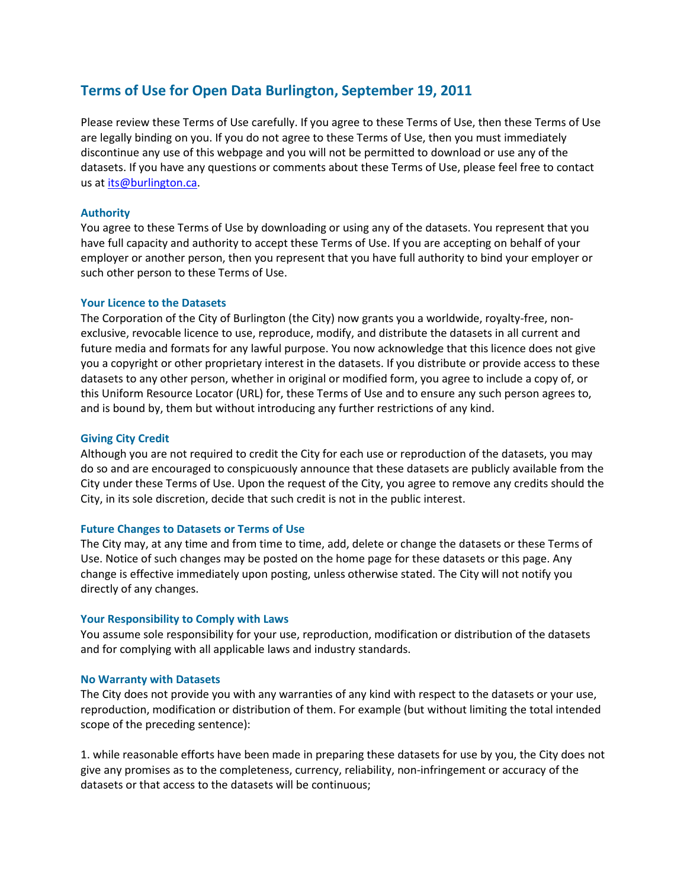# Terms of Use for Open Data Burlington, September 19, 2011

Please review these Terms of Use carefully. If you agree to these Terms of Use, then these Terms of Use are legally binding on you. If you do not agree to these Terms of Use, then you must immediately discontinue any use of this webpage and you will not be permitted to download or use any of the datasets. If you have any questions or comments about these Terms of Use, please feel free to contact us at its@burlington.ca.

### Authority

You agree to these Terms of Use by downloading or using any of the datasets. You represent that you have full capacity and authority to accept these Terms of Use. If you are accepting on behalf of your employer or another person, then you represent that you have full authority to bind your employer or such other person to these Terms of Use.

### Your Licence to the Datasets

The Corporation of the City of Burlington (the City) now grants you a worldwide, royalty-free, non-exclusive, revocable licence to use, reproduce, modify, and distribute the datasets in all current and future media and formats for any lawful purpose. You now acknowledge that this licence does not give you a copyright or other proprietary interest in the datasets. If you distribute or provide access to these datasets to any other person, whether in original or modified form, you agree to include a copy of, or this Uniform Resource Locator (URL) for, these Terms of Use and to ensure any such person agrees to, and is bound by, them but without introducing any further restrictions of any kind.

### Giving City Credit

Although you are not required to credit the City for each use or reproduction of the datasets, you may do so and are encouraged to conspicuously announce that these datasets are publicly available from the City under these Terms of Use. Upon the request of the City, you agree to remove any credits should the City, in its sole discretion, decide that such credit is not in the public interest.

### Future Changes to Datasets or Terms of Use

The City may, at any time and from time to time, add, delete or change the datasets or these Terms of Use. Notice of such changes may be posted on the home page for these datasets or this page. Any change is effective immediately upon posting, unless otherwise stated. The City will not notify you directly of any changes.

### Your Responsibility to Comply with Laws

You assume sole responsibility for your use, reproduction, modification or distribution of the datasets and for complying with all applicable laws and industry standards.

### No Warranty with Datasets

The City does not provide you with any warranties of any kind with respect to the datasets or your use, reproduction, modification or distribution of them. For example (but without limiting the total intended scope of the preceding sentence):

1. while reasonable efforts have been made in preparing these datasets for use by you, the City does not give any promises as to the completeness, currency, reliability, non-infringement or accuracy of the datasets or that access to the datasets will be continuous;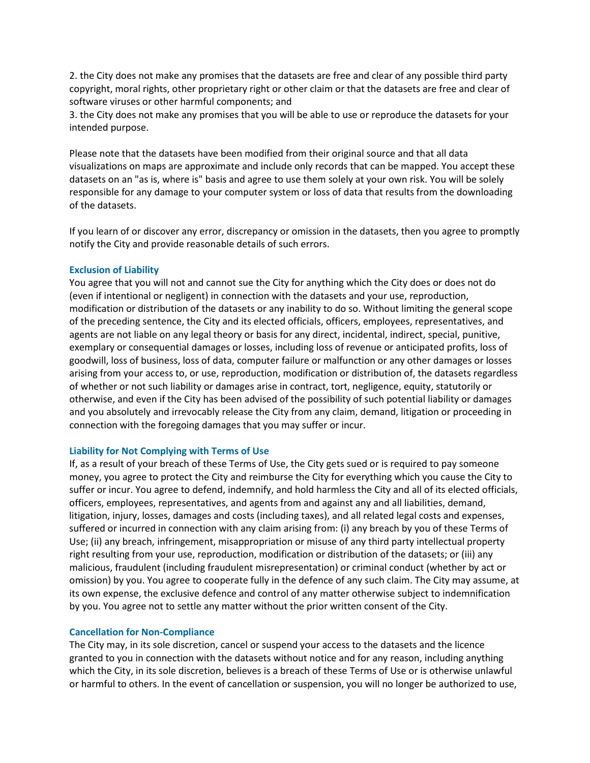2. the City does not make any promises that the datasets are free and clear of any possible third party copyright, moral rights, other proprietary right or other claim or that the datasets are free and clear of software viruses or other harmful components; and

3. the City does not make any promises that you will be able to use or reproduce the datasets for your intended purpose.

Please note that the datasets have been modified from their original source and that all data visualizations on maps are approximate and include only records that can be mapped. You accept these datasets on an "as is, where is" basis and agree to use them solely at your own risk. You will be solely responsible for any damage to your computer system or loss of data that results from the downloading of the datasets.

If you learn of or discover any error, discrepancy or omission in the datasets, then you agree to promptly notify the City and provide reasonable details of such errors.

### Exclusion of Liability

You agree that you will not and cannot sue the City for anything which the City does or does not do (even if intentional or negligent) in connection with the datasets and your use, reproduction, modification or distribution of the datasets or any inability to do so. Without limiting the general scope of the preceding sentence, the City and its elected officials, officers, employees, representatives, and agents are not liable on any legal theory or basis for any direct, incidental, indirect, special, punitive, exemplary or consequential damages or losses, including loss of revenue or anticipated profits, loss of goodwill, loss of business, loss of data, computer failure or malfunction or any other damages or losses arising from your access to, or use, reproduction, modification or distribution of, the datasets regardless of whether or not such liability or damages arise in contract, tort, negligence, equity, statutorily or otherwise, and even if the City has been advised of the possibility of such potential liability or damages and you absolutely and irrevocably release the City from any claim, demand, litigation or proceeding in connection with the foregoing damages that you may suffer or incur.

### Liability for Not Complying with Terms of Use

If, as a result of your breach of these Terms of Use, the City gets sued or is required to pay someone money, you agree to protect the City and reimburse the City for everything which you cause the City to suffer or incur. You agree to defend, indemnify, and hold harmless the City and all of its elected officials, officers, employees, representatives, and agents from and against any and all liabilities, demand, litigation, injury, losses, damages and costs (including taxes), and all related legal costs and expenses, suffered or incurred in connection with any claim arising from: (i) any breach by you of these Terms of Use; (ii) any breach, infringement, misappropriation or misuse of any third party intellectual property right resulting from your use, reproduction, modification or distribution of the datasets; or (iii) any malicious, fraudulent (including fraudulent misrepresentation) or criminal conduct (whether by act or omission) by you. You agree to cooperate fully in the defence of any such claim. The City may assume, at its own expense, the exclusive defence and control of any matter otherwise subject to indemnification by you. You agree not to settle any matter without the prior written consent of the City.

### Cancellation for Non-Compliance

The City may, in its sole discretion, cancel or suspend your access to the datasets and the licence granted to you in connection with the datasets without notice and for any reason, including anything which the City, in its sole discretion, believes is a breach of these Terms of Use or is otherwise unlawful or harmful to others. In the event of cancellation or suspension, you will no longer be authorized to use,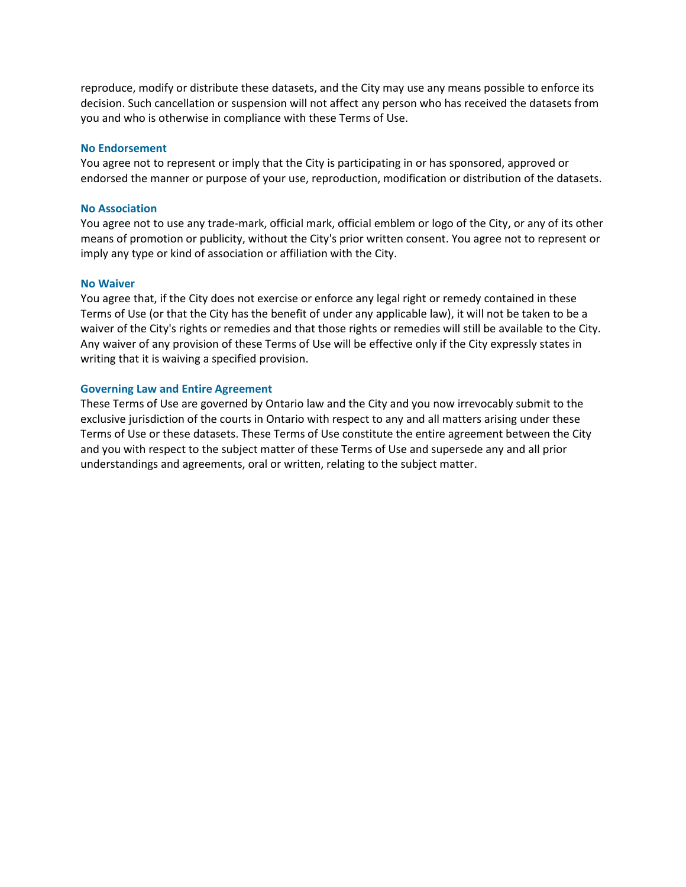reproduce, modify or distribute these datasets, and the City may use any means possible to enforce its decision. Such cancellation or suspension will not affect any person who has received the datasets from you and who is otherwise in compliance with these Terms of Use.

### No Endorsement

You agree not to represent or imply that the City is participating in or has sponsored, approved or endorsed the manner or purpose of your use, reproduction, modification or distribution of the datasets.

### No Association

You agree not to use any trade-mark, official mark, official emblem or logo of the City, or any of its other means of promotion or publicity, without the City's prior written consent. You agree not to represent or imply any type or kind of association or affiliation with the City.

### No Waiver

You agree that, if the City does not exercise or enforce any legal right or remedy contained in these Terms of Use (or that the City has the benefit of under any applicable law), it will not be taken to be a waiver of the City's rights or remedies and that those rights or remedies will still be available to the City. Any waiver of any provision of these Terms of Use will be effective only if the City expressly states in writing that it is waiving a specified provision.

### Governing Law and Entire Agreement

These Terms of Use are governed by Ontario law and the City and you now irrevocably submit to the exclusive jurisdiction of the courts in Ontario with respect to any and all matters arising under these Terms of Use or these datasets. These Terms of Use constitute the entire agreement between the City and you with respect to the subject matter of these Terms of Use and supersede any and all prior understandings and agreements, oral or written, relating to the subject matter.